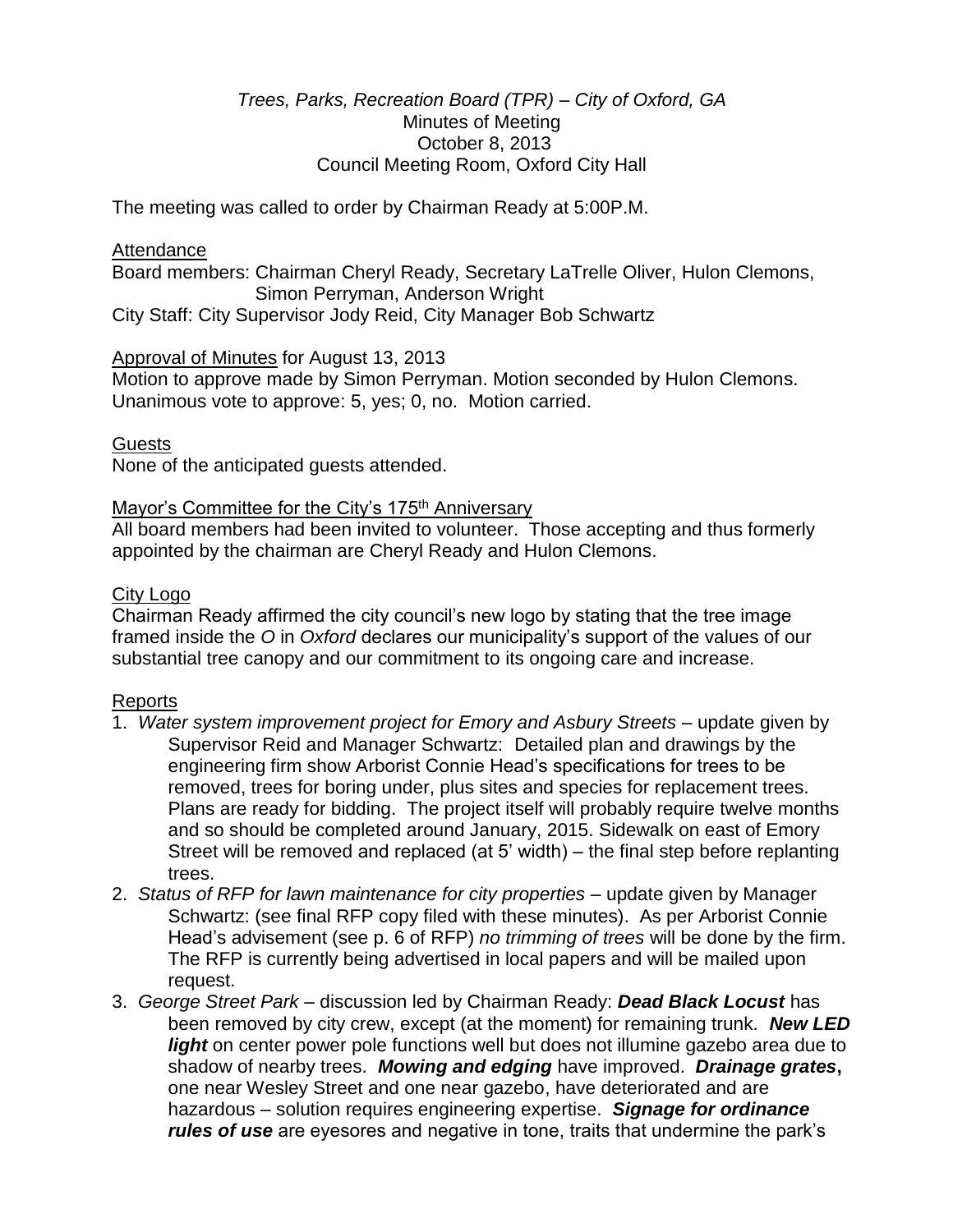*Trees, Parks, Recreation Board (TPR) – City of Oxford, GA*
Minutes of Meeting
October 8, 2013
Council Meeting Room, Oxford City Hall

The meeting was called to order by Chairman Ready at 5:00P.M.

Attendance

Board members: Chairman Cheryl Ready, Secretary LaTrelle Oliver, Hulon Clemons, Simon Perryman, Anderson Wright
City Staff: City Supervisor Jody Reid, City Manager Bob Schwartz

Approval of Minutes for August 13, 2013

Motion to approve made by Simon Perryman. Motion seconded by Hulon Clemons. Unanimous vote to approve: 5, yes; 0, no. Motion carried.

Guests

None of the anticipated guests attended.

Mayor's Committee for the City's 175th Anniversary

All board members had been invited to volunteer. Those accepting and thus formerly appointed by the chairman are Cheryl Ready and Hulon Clemons.

City Logo

Chairman Ready affirmed the city council's new logo by stating that the tree image framed inside the *O* in *Oxford* declares our municipality's support of the values of our substantial tree canopy and our commitment to its ongoing care and increase.

Reports

1. *Water system improvement project for Emory and Asbury Streets* – update given by Supervisor Reid and Manager Schwartz: Detailed plan and drawings by the engineering firm show Arborist Connie Head's specifications for trees to be removed, trees for boring under, plus sites and species for replacement trees. Plans are ready for bidding. The project itself will probably require twelve months and so should be completed around January, 2015. Sidewalk on east of Emory Street will be removed and replaced (at 5' width) – the final step before replanting trees.
2. *Status of RFP for lawn maintenance for city properties* – update given by Manager Schwartz: (see final RFP copy filed with these minutes). As per Arborist Connie Head's advisement (see p. 6 of RFP) *no trimming of trees* will be done by the firm. The RFP is currently being advertised in local papers and will be mailed upon request.
3. *George Street Park* – discussion led by Chairman Ready: ***Dead Black Locust*** has been removed by city crew, except (at the moment) for remaining trunk. ***New LED light*** on center power pole functions well but does not illumine gazebo area due to shadow of nearby trees. ***Mowing and edging*** have improved. ***Drainage grates*****,** one near Wesley Street and one near gazebo, have deteriorated and are hazardous – solution requires engineering expertise. ***Signage for ordinance rules of use*** are eyesores and negative in tone, traits that undermine the park's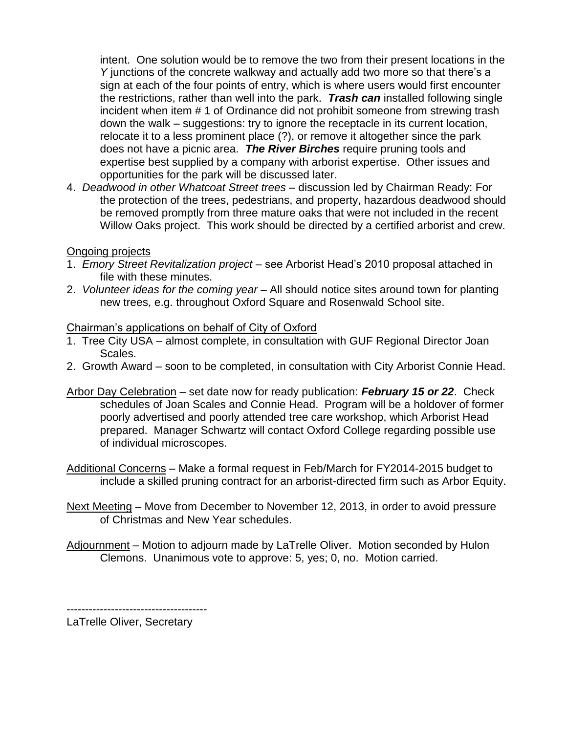intent. One solution would be to remove the two from their present locations in the *Y* junctions of the concrete walkway and actually add two more so that there's a sign at each of the four points of entry, which is where users would first encounter the restrictions, rather than well into the park. ***Trash can*** installed following single incident when item # 1 of Ordinance did not prohibit someone from strewing trash down the walk – suggestions: try to ignore the receptacle in its current location, relocate it to a less prominent place (?), or remove it altogether since the park does not have a picnic area. ***The River Birches*** require pruning tools and expertise best supplied by a company with arborist expertise. Other issues and opportunities for the park will be discussed later.

4. *Deadwood in other Whatcoat Street trees* – discussion led by Chairman Ready: For the protection of the trees, pedestrians, and property, hazardous deadwood should be removed promptly from three mature oaks that were not included in the recent Willow Oaks project. This work should be directed by a certified arborist and crew.

<u>Ongoing projects</u>

1. *Emory Street Revitalization project* – see Arborist Head's 2010 proposal attached in file with these minutes.
2. *Volunteer ideas for the coming year* – All should notice sites around town for planting new trees, e.g. throughout Oxford Square and Rosenwald School site.

<u>Chairman's applications on behalf of City of Oxford</u>

1. Tree City USA – almost complete, in consultation with GUF Regional Director Joan Scales.
2. Growth Award – soon to be completed, in consultation with City Arborist Connie Head.

<u>Arbor Day Celebration</u> – set date now for ready publication: ***February 15 or 22***. Check schedules of Joan Scales and Connie Head. Program will be a holdover of former poorly advertised and poorly attended tree care workshop, which Arborist Head prepared. Manager Schwartz will contact Oxford College regarding possible use of individual microscopes.

<u>Additional Concerns</u> – Make a formal request in Feb/March for FY2014-2015 budget to include a skilled pruning contract for an arborist-directed firm such as Arbor Equity.

<u>Next Meeting</u> – Move from December to November 12, 2013, in order to avoid pressure of Christmas and New Year schedules.

<u>Adjournment</u> – Motion to adjourn made by LaTrelle Oliver. Motion seconded by Hulon Clemons. Unanimous vote to approve: 5, yes; 0, no. Motion carried.

-------------------------------------
LaTrelle Oliver, Secretary